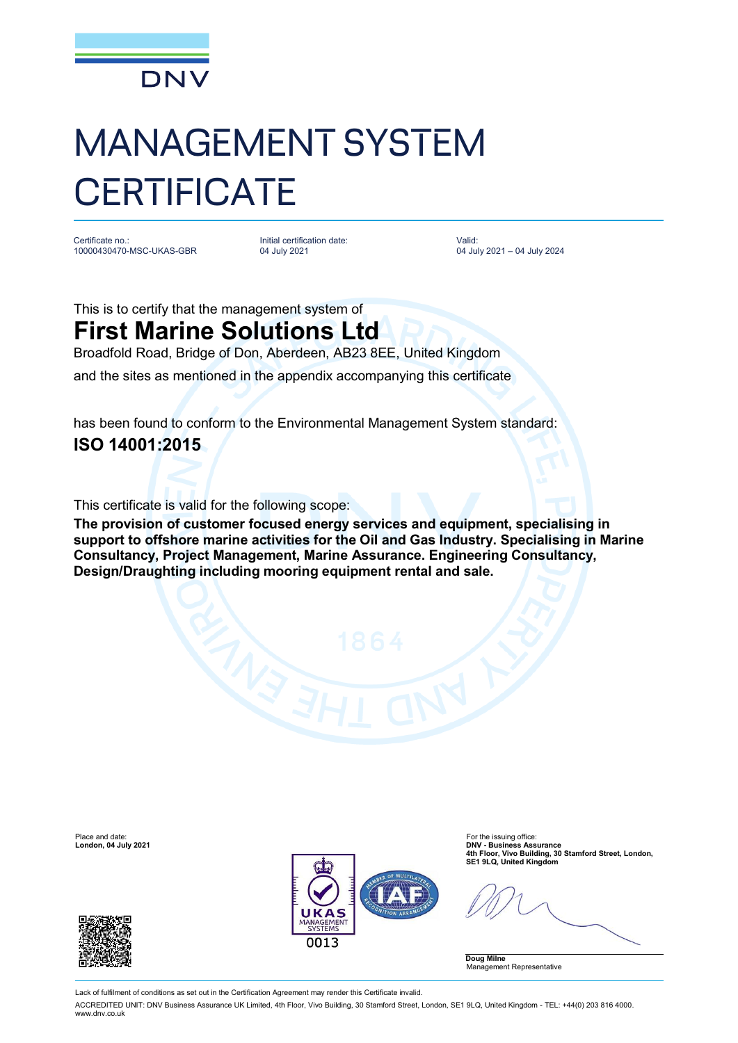DNV

# MANAGEMENT SYSTEM CERTIFICATE

Certificate no.:
10000430470-MSC-UKAS-GBR

Initial certification date:
04 July 2021

Valid:
04 July 2021 – 04 July 2024

This is to certify that the management system of

## First Marine Solutions Ltd

Broadfold Road, Bridge of Don, Aberdeen, AB23 8EE, United Kingdom

and the sites as mentioned in the appendix accompanying this certificate

has been found to conform to the Environmental Management System standard:

## ISO 14001:2015

This certificate is valid for the following scope:

**The provision of customer focused energy services and equipment, specialising in support to offshore marine activities for the Oil and Gas Industry. Specialising in Marine Consultancy, Project Management, Marine Assurance. Engineering Consultancy, Design/Draughting including mooring equipment rental and sale.**

Place and date:
**London, 04 July 2021**

For the issuing office:
**DNV - Business Assurance**
**4th Floor, Vivo Building, 30 Stamford Street, London, SE1 9LQ, United Kingdom**

**Doug Milne**
Management Representative

Lack of fulfilment of conditions as set out in the Certification Agreement may render this Certificate invalid.

ACCREDITED UNIT: DNV Business Assurance UK Limited, 4th Floor, Vivo Building, 30 Stamford Street, London, SE1 9LQ, United Kingdom - TEL: +44(0) 203 816 4000. www.dnv.co.uk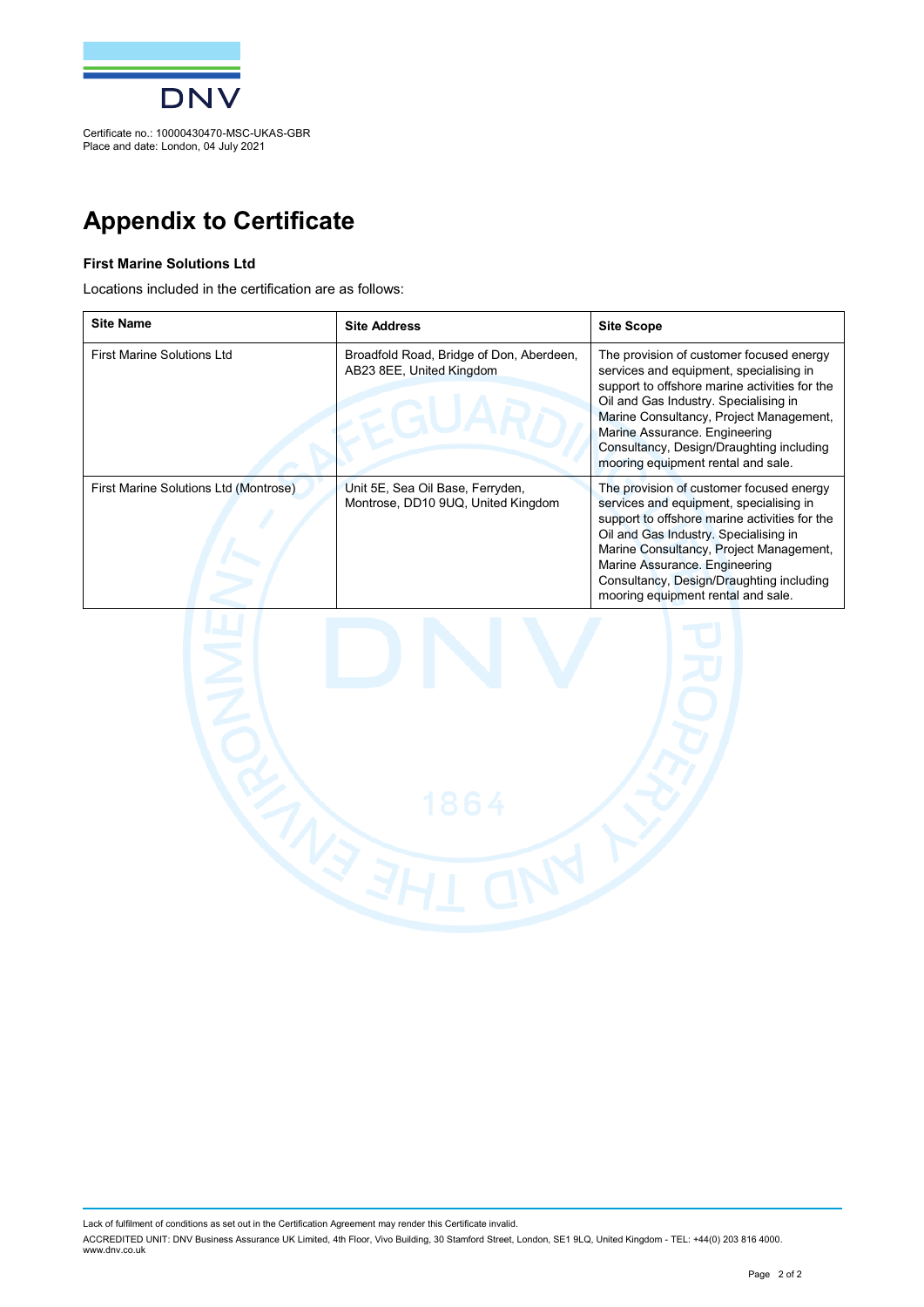Certificate no.: 10000430470-MSC-UKAS-GBR
Place and date: London, 04 July 2021

# Appendix to Certificate

**First Marine Solutions Ltd**

Locations included in the certification are as follows:

| Site Name | Site Address | Site Scope |
|---|---|---|
| First Marine Solutions Ltd | Broadfold Road, Bridge of Don, Aberdeen, AB23 8EE, United Kingdom | The provision of customer focused energy services and equipment, specialising in support to offshore marine activities for the Oil and Gas Industry. Specialising in Marine Consultancy, Project Management, Marine Assurance. Engineering Consultancy, Design/Draughting including mooring equipment rental and sale. |
| First Marine Solutions Ltd (Montrose) | Unit 5E, Sea Oil Base, Ferryden, Montrose, DD10 9UQ, United Kingdom | The provision of customer focused energy services and equipment, specialising in support to offshore marine activities for the Oil and Gas Industry. Specialising in Marine Consultancy, Project Management, Marine Assurance. Engineering Consultancy, Design/Draughting including mooring equipment rental and sale. |

Lack of fulfilment of conditions as set out in the Certification Agreement may render this Certificate invalid.

ACCREDITED UNIT: DNV Business Assurance UK Limited, 4th Floor, Vivo Building, 30 Stamford Street, London, SE1 9LQ, United Kingdom - TEL: +44(0) 203 816 4000. www.dnv.co.uk